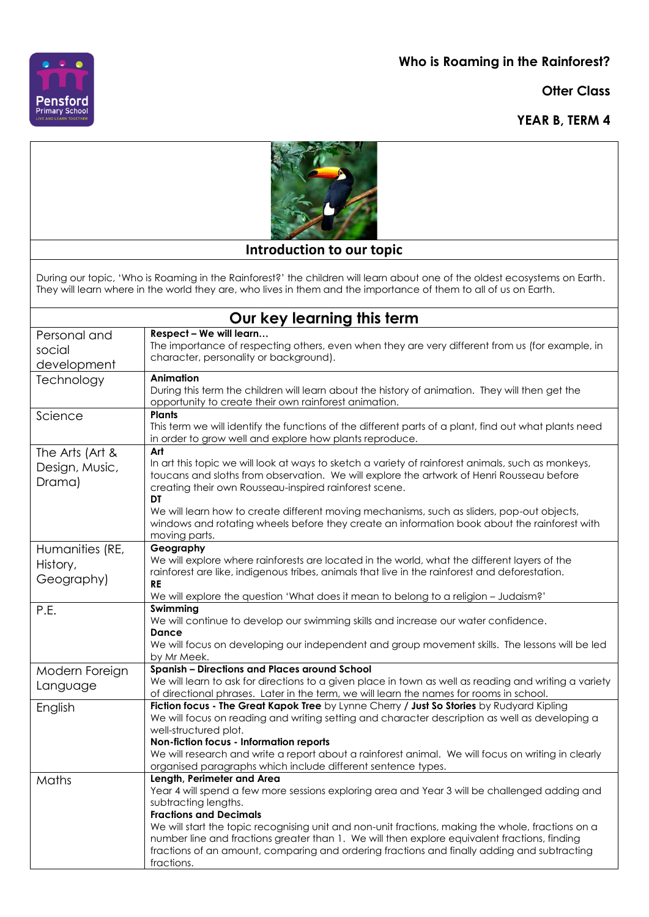# Who is Roaming in the Rainforest?

**Otter Class**

**YEAR B, TERM 4**

## Introduction to our topic

During our topic, 'Who is Roaming in the Rainforest?' the children will learn about one of the oldest ecosystems on Earth. They will learn where in the world they are, who lives in them and the importance of them to all of us on Earth.

## Our key learning this term

| | |
|---|---|
| Personal and social development | **Respect – We will learn…**<br>The importance of respecting others, even when they are very different from us (for example, in character, personality or background). |
| Technology | **Animation**<br>During this term the children will learn about the history of animation. They will then get the opportunity to create their own rainforest animation. |
| Science | **Plants**<br>This term we will identify the functions of the different parts of a plant, find out what plants need in order to grow well and explore how plants reproduce. |
| The Arts (Art & Design, Music, Drama) | **Art**<br>In art this topic we will look at ways to sketch a variety of rainforest animals, such as monkeys, toucans and sloths from observation. We will explore the artwork of Henri Rousseau before creating their own Rousseau-inspired rainforest scene.<br>**DT**<br>We will learn how to create different moving mechanisms, such as sliders, pop-out objects, windows and rotating wheels before they create an information book about the rainforest with moving parts. |
| Humanities (RE, History, Geography) | **Geography**<br>We will explore where rainforests are located in the world, what the different layers of the rainforest are like, indigenous tribes, animals that live in the rainforest and deforestation.<br>**RE**<br>We will explore the question 'What does it mean to belong to a religion – Judaism?' |
| P.E. | **Swimming**<br>We will continue to develop our swimming skills and increase our water confidence.<br>**Dance**<br>We will focus on developing our independent and group movement skills. The lessons will be led by Mr Meek. |
| Modern Foreign Language | **Spanish – Directions and Places around School**<br>We will learn to ask for directions to a given place in town as well as reading and writing a variety of directional phrases. Later in the term, we will learn the names for rooms in school. |
| English | **Fiction focus - The Great Kapok Tree** by Lynne Cherry / **Just So Stories** by Rudyard Kipling<br>We will focus on reading and writing setting and character description as well as developing a well-structured plot.<br>**Non-fiction focus - Information reports**<br>We will research and write a report about a rainforest animal. We will focus on writing in clearly organised paragraphs which include different sentence types. |
| Maths | **Length, Perimeter and Area**<br>Year 4 will spend a few more sessions exploring area and Year 3 will be challenged adding and subtracting lengths.<br>**Fractions and Decimals**<br>We will start the topic recognising unit and non-unit fractions, making the whole, fractions on a number line and fractions greater than 1. We will then explore equivalent fractions, finding fractions of an amount, comparing and ordering fractions and finally adding and subtracting fractions. |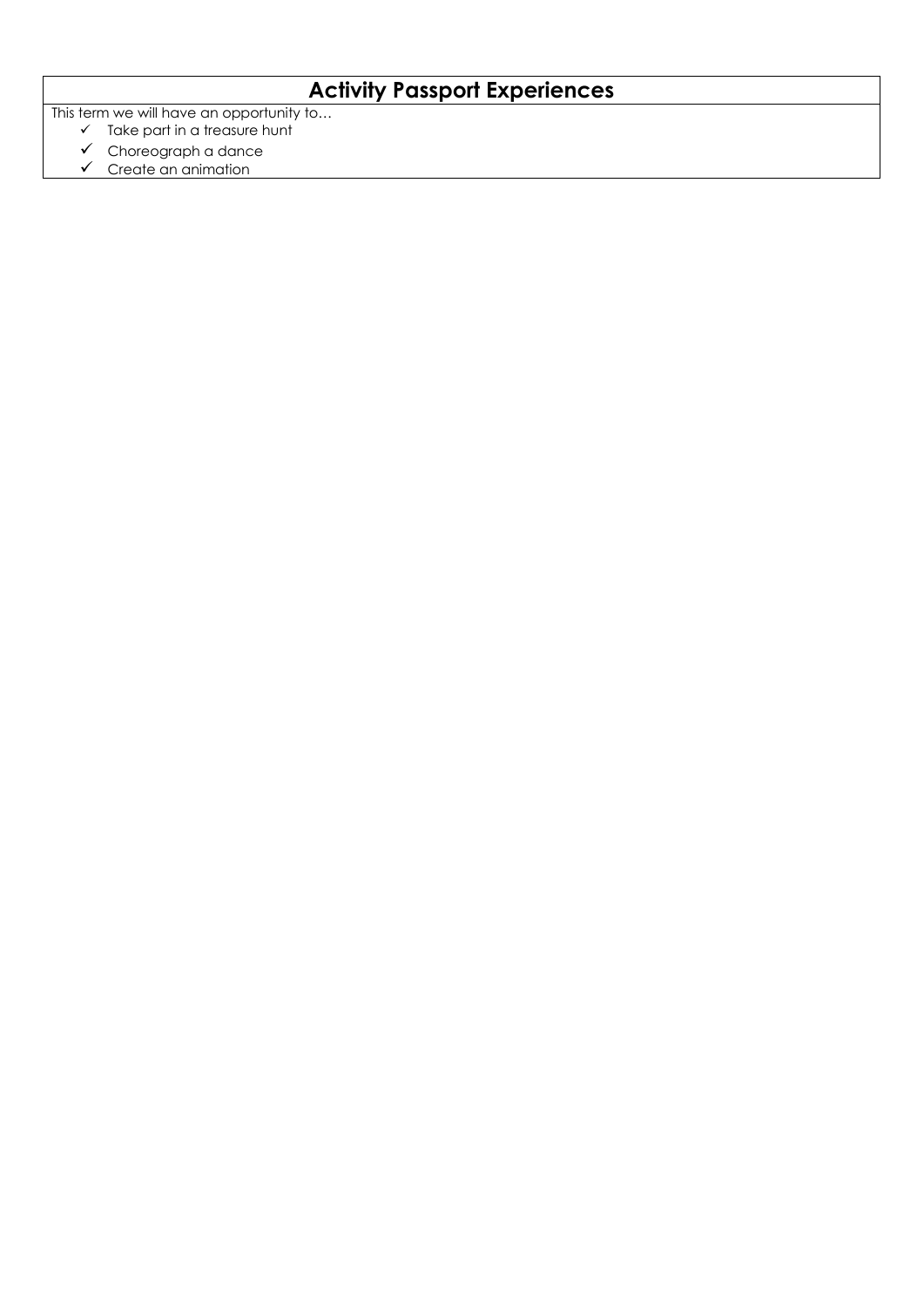## Activity Passport Experiences

This term we will have an opportunity to…

- ✓ Take part in a treasure hunt
- ✓ Choreograph a dance
- ✓ Create an animation